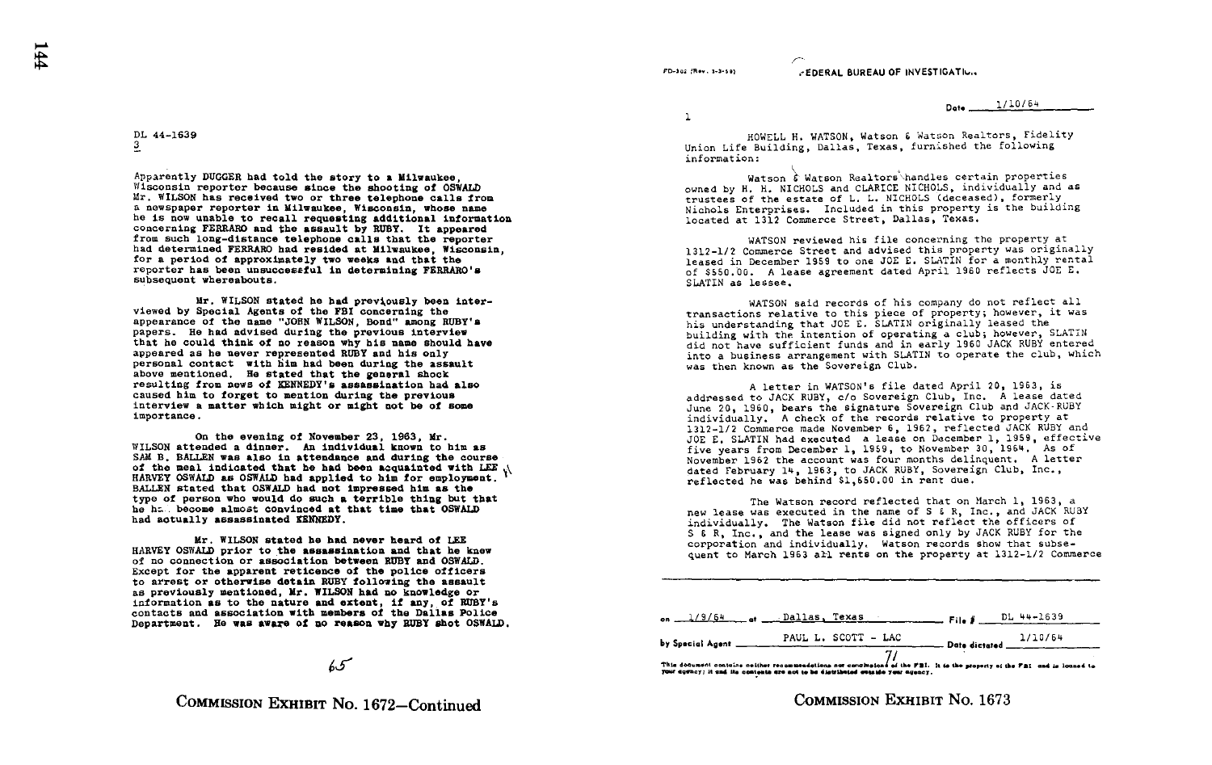DL 44-1639
3

Apparently DUGGER had told the story to a Milwaukee, Wisconsin reporter because since the shooting of OSWALD Mr. WILSON has received two or three telephone calls from a newspaper reporter in Milwaukee, Wisconsin, whose name he is now unable to recall requesting additional information concerning FERRARO and the assault by RUBY. It appeared from such long-distance telephone calls that the reporter had determined FERRARO had resided at Milwaukee, Wisconsin, for a period of approximately two weeks and that the reporter has been unsuccessful in determining FERRARO's subsequent whereabouts.

Mr. WILSON stated he had previously been interviewed by Special Agents of the FBI concerning the appearance of the name "JOHN WILSON, Bond" among RUBY's papers. He had advised during the previous interview that he could think of no reason why his name should have appeared as he never represented RUBY and his only personal contact with him had been during the assault above mentioned. He stated that the general shock resulting from news of KENNEDY's assassination had also caused him to forget to mention during the previous interview a matter which might or might not be of some importance.

On the evening of November 23, 1963, Mr. WILSON attended a dinner. An individual known to him as SAM B. BALLEN was also in attendance and during the course of the meal indicated that he had been acquainted with LEE HARVEY OSWALD as OSWALD had applied to him for employment. BALLEN stated that OSWALD had not impressed him as the type of person who would do such a terrible thing but that he had become almost convinced at that time that OSWALD had actually assassinated KENNEDY.

Mr. WILSON stated he had never heard of LEE HARVEY OSWALD prior to the assassination and that he knew of no connection or association between RUBY and OSWALD. Except for the apparent reticence of the police officers to arrest or otherwise detain RUBY following the assault as previously mentioned, Mr. WILSON had no knowledge or information as to the nature and extent, if any, of RUBY's contacts and association with members of the Dallas Police Department. He was aware of no reason why RUBY shot OSWALD.

65

COMMISSION EXHIBIT No. 1672—Continued

FD-302 (Rev. 3-3-59)

FEDERAL BUREAU OF INVESTIGATION

Date 1/10/64

1

HOWELL H. WATSON, Watson & Watson Realtors, Fidelity Union Life Building, Dallas, Texas, furnished the following information:

Watson & Watson Realtors handles certain properties owned by H. H. NICHOLS and CLARICE NICHOLS, individually and as trustees of the estate of L. L. NICHOLS (deceased), formerly Nichols Enterprises. Included in this property is the building located at 1312 Commerce Street, Dallas, Texas.

WATSON reviewed his file concerning the property at 1312-1/2 Commerce Street and advised this property was originally leased in December 1959 to one JOE E. SLATIN for a monthly rental of $550.00. A lease agreement dated April 1960 reflects JOE E. SLATIN as lessee.

WATSON said records of his company do not reflect all transactions relative to this piece of property; however, it was his understanding that JOE E. SLATIN originally leased the building with the intention of operating a club; however, SLATIN did not have sufficient funds and in early 1960 JACK RUBY entered into a business arrangement with SLATIN to operate the club, which was then known as the Sovereign Club.

A letter in WATSON's file dated April 20, 1963, is addressed to JACK RUBY, c/o Sovereign Club, Inc. A lease dated June 20, 1960, bears the signature Sovereign Club and JACK RUBY individually. A check of the records relative to property at 1312-1/2 Commerce made November 6, 1962, reflected JACK RUBY and JOE E. SLATIN had executed a lease on December 1, 1959, effective five years from December 1, 1959, to November 30, 1964. As of November 1962 the account was four months delinquent. A letter dated February 14, 1963, to JACK RUBY, Sovereign Club, Inc., reflected he was behind $1,650.00 in rent due.

The Watson record reflected that on March 1, 1963, a new lease was executed in the name of S & R, Inc., and JACK RUBY individually. The Watson file did not reflect the officers of S & R, Inc., and the lease was signed only by JACK RUBY for the corporation and individually. Watson records show that subsequent to March 1963 all rents on the property at 1312-1/2 Commerce

on 1/9/64 at Dallas, Texas File # DL 44-1639

by Special Agent PAUL L. SCOTT - LAC Date dictated 1/10/64

71

This document contains neither recommendations nor conclusions of the FBI. It is the property of the FBI and is loaned to your agency; it and its contents are not to be distributed outside your agency.

COMMISSION EXHIBIT No. 1673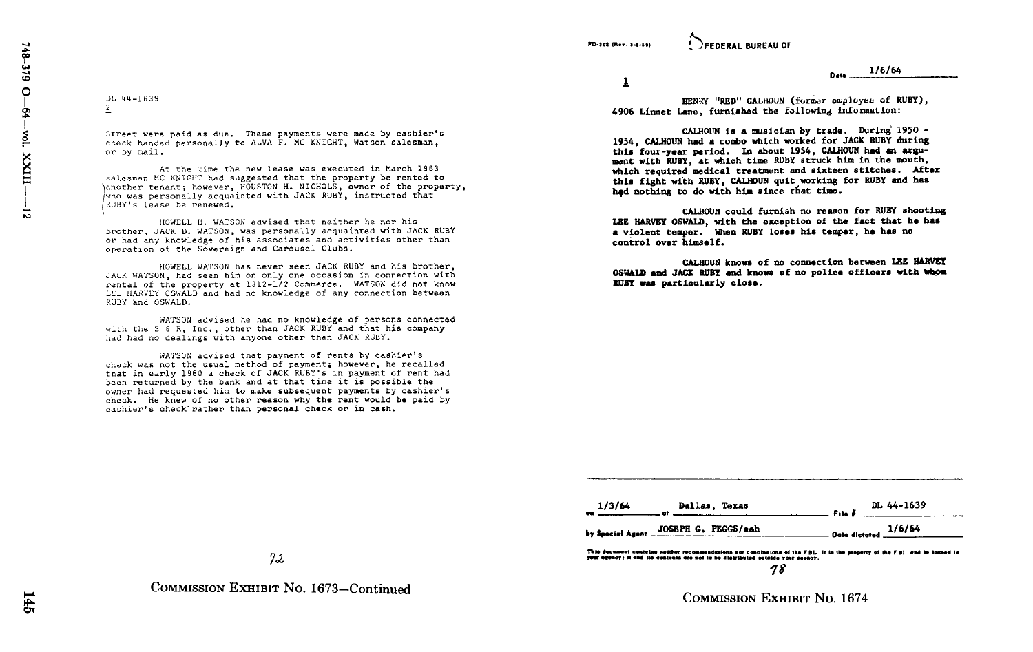DL 44-1639
2

Street were paid as due. These payments were made by cashier's check handed personally to ALVA F. MC KNIGHT, Watson salesman, or by mail.

At the time the new lease was executed in March 1963 salesman MC KNIGHT had suggested that the property be rented to another tenant; however, HOUSTON H. NICHOLS, owner of the property, who was personally acquainted with JACK RUBY, instructed that RUBY's lease be renewed.

HOWELL H. WATSON advised that neither he nor his brother, JACK D. WATSON, was personally acquainted with JACK RUBY or had any knowledge of his associates and activities other than operation of the Sovereign and Carousel Clubs.

HOWELL WATSON has never seen JACK RUBY and his brother, JACK WATSON, had seen him on only one occasion in connection with rental of the property at 1312-1/2 Commerce. WATSON did not know LEE HARVEY OSWALD and had no knowledge of any connection between RUBY and OSWALD.

WATSON advised he had no knowledge of persons connected with the S & R, Inc., other than JACK RUBY and that his company had had no dealings with anyone other than JACK RUBY.

WATSON advised that payment of rents by cashier's check was not the usual method of payment; however, he recalled that in early 1960 a check of JACK RUBY's in payment of rent had been returned by the bank and at that time it is possible the owner had requested him to make subsequent payments by cashier's check. He knew of no other reason why the rent would be paid by cashier's check rather than personal check or in cash.

72

COMMISSION EXHIBIT No. 1673—Continued

FD-302 (Rev. 1-3-59)

FEDERAL BUREAU OF

1

Date 1/6/64

HENRY "RED" CALHOUN (former employee of RUBY), 4906 Linnet Lane, furnished the following information:

CALHOUN is a musician by trade. During 1950 - 1954, CALHOUN had a combo which worked for JACK RUBY during this four-year period. In about 1954, CALHOUN had an argument with RUBY, at which time RUBY struck him in the mouth, which required medical treatment and sixteen stitches. After this fight with RUBY, CALHOUN quit working for RUBY and has had nothing to do with him since that time.

CALHOUN could furnish no reason for RUBY shooting LEE HARVEY OSWALD, with the exception of the fact that he has a violent temper. When RUBY loses his temper, he has no control over himself.

CALHOUN knows of no connection between LEE HARVEY OSWALD and JACK RUBY and knows of no police officers with whom RUBY was particularly close.

on 1/3/64 at Dallas, Texas File # DL 44-1639

by Special Agent JOSEPH G. PEGGS/eah Date dictated 1/6/64

This document contains neither recommendations nor conclusions of the FBI. It is the property of the FBI and is loaned to your agency; it and its contents are not to be distributed outside your agency.

78

COMMISSION EXHIBIT No. 1674